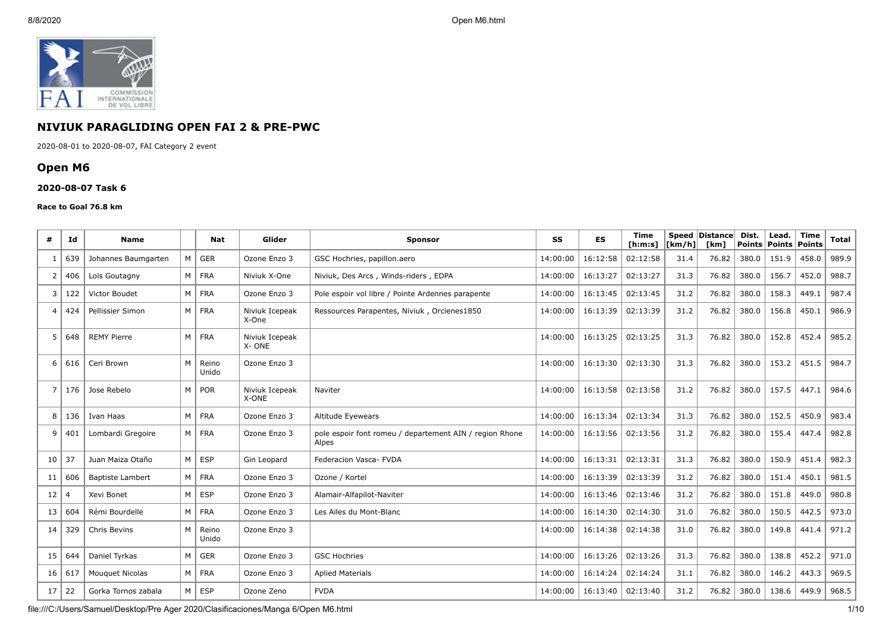# NIVIUK PARAGLIDING OPEN FAI 2 & PRE-PWC

2020-08-01 to 2020-08-07, FAI Category 2 event

## Open M6

### 2020-08-07 Task 6

#### Race to Goal 76.8 km

| # | Id | Name | | Nat | Glider | Sponsor | SS | ES | Time [h:m:s] | Speed [km/h] | Distance [km] | Dist. Points | Lead. Points | Time Points | Total |
|---|---|---|---|---|---|---|---|---|---|---|---|---|---|---|---|
| 1 | 639 | Johannes Baumgarten | M | GER | Ozone Enzo 3 | GSC Hochries, papillon.aero | 14:00:00 | 16:12:58 | 02:12:58 | 31.4 | 76.82 | 380.0 | 151.9 | 458.0 | 989.9 |
| 2 | 406 | Loïs Goutagny | M | FRA | Niviuk X-One | Niviuk, Des Arcs , Winds-riders , EDPA | 14:00:00 | 16:13:27 | 02:13:27 | 31.3 | 76.82 | 380.0 | 156.7 | 452.0 | 988.7 |
| 3 | 122 | Victor Boudet | M | FRA | Ozone Enzo 3 | Pole espoir vol libre / Pointe Ardennes parapente | 14:00:00 | 16:13:45 | 02:13:45 | 31.2 | 76.82 | 380.0 | 158.3 | 449.1 | 987.4 |
| 4 | 424 | Pellissier Simon | M | FRA | Niviuk Icepeak X-One | Ressources Parapentes, Niviuk , Orcienes1850 | 14:00:00 | 16:13:39 | 02:13:39 | 31.2 | 76.82 | 380.0 | 156.8 | 450.1 | 986.9 |
| 5 | 648 | REMY Pierre | M | FRA | Niviuk Icepeak X- ONE | | 14:00:00 | 16:13:25 | 02:13:25 | 31.3 | 76.82 | 380.0 | 152.8 | 452.4 | 985.2 |
| 6 | 616 | Ceri Brown | M | Reino Unido | Ozone Enzo 3 | | 14:00:00 | 16:13:30 | 02:13:30 | 31.3 | 76.82 | 380.0 | 153.2 | 451.5 | 984.7 |
| 7 | 176 | Jose Rebelo | M | POR | Niviuk Icepeak X-ONE | Naviter | 14:00:00 | 16:13:58 | 02:13:58 | 31.2 | 76.82 | 380.0 | 157.5 | 447.1 | 984.6 |
| 8 | 136 | Ivan Haas | M | FRA | Ozone Enzo 3 | Altitude Eyewears | 14:00:00 | 16:13:34 | 02:13:34 | 31.3 | 76.82 | 380.0 | 152.5 | 450.9 | 983.4 |
| 9 | 401 | Lombardi Gregoire | M | FRA | Ozone Enzo 3 | pole espoir font romeu / departement AIN / region Rhone Alpes | 14:00:00 | 16:13:56 | 02:13:56 | 31.2 | 76.82 | 380.0 | 155.4 | 447.4 | 982.8 |
| 10 | 37 | Juan Maiza Otaño | M | ESP | Gin Leopard | Federacion Vasca- FVDA | 14:00:00 | 16:13:31 | 02:13:31 | 31.3 | 76.82 | 380.0 | 150.9 | 451.4 | 982.3 |
| 11 | 606 | Baptiste Lambert | M | FRA | Ozone Enzo 3 | Ozone / Kortel | 14:00:00 | 16:13:39 | 02:13:39 | 31.2 | 76.82 | 380.0 | 151.4 | 450.1 | 981.5 |
| 12 | 4 | Xevi Bonet | M | ESP | Ozone Enzo 3 | Alamair-Alfapilot-Naviter | 14:00:00 | 16:13:46 | 02:13:46 | 31.2 | 76.82 | 380.0 | 151.8 | 449.0 | 980.8 |
| 13 | 604 | Rémi Bourdelle | M | FRA | Ozone Enzo 3 | Les Ailes du Mont-Blanc | 14:00:00 | 16:14:30 | 02:14:30 | 31.0 | 76.82 | 380.0 | 150.5 | 442.5 | 973.0 |
| 14 | 329 | Chris Bevins | M | Reino Unido | Ozone Enzo 3 | | 14:00:00 | 16:14:38 | 02:14:38 | 31.0 | 76.82 | 380.0 | 149.8 | 441.4 | 971.2 |
| 15 | 644 | Daniel Tyrkas | M | GER | Ozone Enzo 3 | GSC Hochries | 14:00:00 | 16:13:26 | 02:13:26 | 31.3 | 76.82 | 380.0 | 138.8 | 452.2 | 971.0 |
| 16 | 617 | Mouquet Nicolas | M | FRA | Ozone Enzo 3 | Aplied Materials | 14:00:00 | 16:14:24 | 02:14:24 | 31.1 | 76.82 | 380.0 | 146.2 | 443.3 | 969.5 |
| 17 | 22 | Gorka Tornos zabala | M | ESP | Ozone Zeno | FVDA | 14:00:00 | 16:13:40 | 02:13:40 | 31.2 | 76.82 | 380.0 | 138.6 | 449.9 | 968.5 |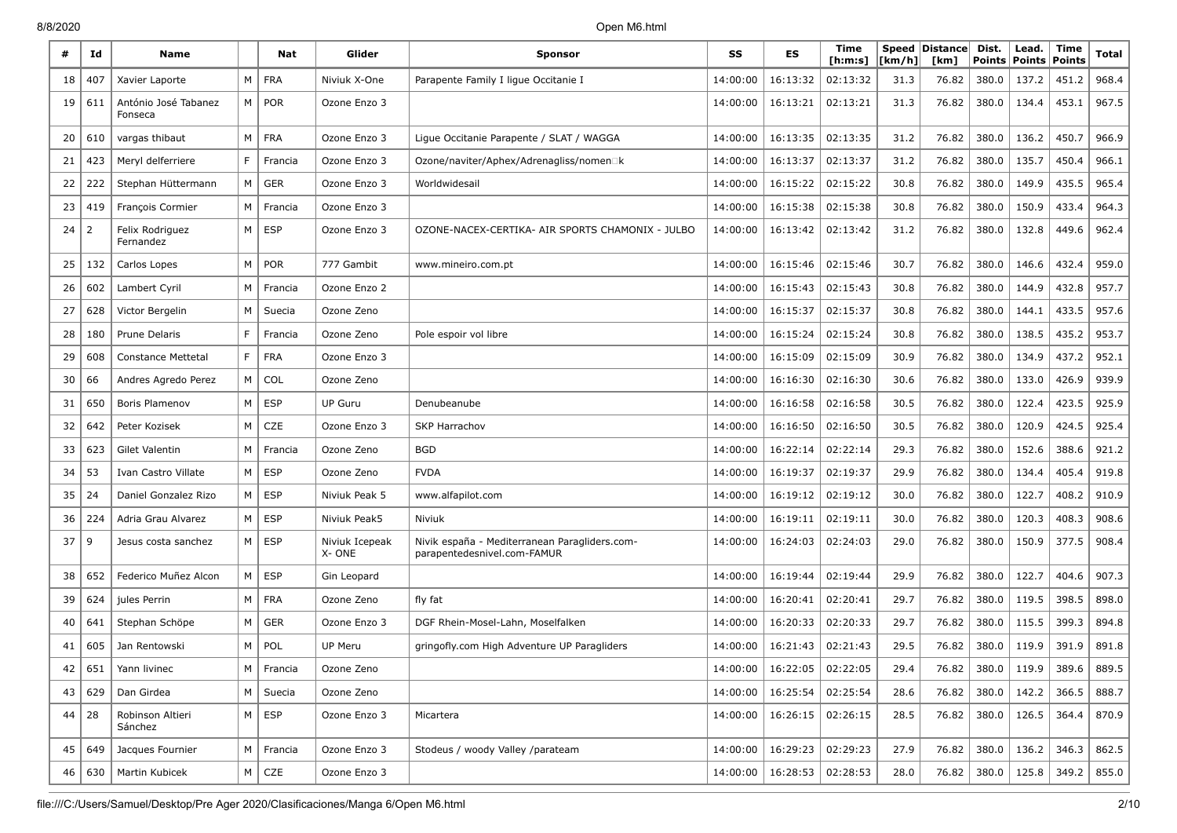| # | Id | Name | | Nat | Glider | Sponsor | SS | ES | Time [h:m:s] | Speed [km/h] | Distance [km] | Dist. Points | Lead. Points | Time Points | Total |
|---|---|---|---|---|---|---|---|---|---|---|---|---|---|---|---|
| 18 | 407 | Xavier Laporte | M | FRA | Niviuk X-One | Parapente Family I ligue Occitanie I | 14:00:00 | 16:13:32 | 02:13:32 | 31.3 | 76.82 | 380.0 | 137.2 | 451.2 | 968.4 |
| 19 | 611 | António José Tabanez Fonseca | M | POR | Ozone Enzo 3 | | 14:00:00 | 16:13:21 | 02:13:21 | 31.3 | 76.82 | 380.0 | 134.4 | 453.1 | 967.5 |
| 20 | 610 | vargas thibaut | M | FRA | Ozone Enzo 3 | Ligue Occitanie Parapente / SLAT / WAGGA | 14:00:00 | 16:13:35 | 02:13:35 | 31.2 | 76.82 | 380.0 | 136.2 | 450.7 | 966.9 |
| 21 | 423 | Meryl delferriere | F | Francia | Ozone Enzo 3 | Ozone/naviter/Aphex/Adrenagliss/nomen□k | 14:00:00 | 16:13:37 | 02:13:37 | 31.2 | 76.82 | 380.0 | 135.7 | 450.4 | 966.1 |
| 22 | 222 | Stephan Hüttermann | M | GER | Ozone Enzo 3 | Worldwidesail | 14:00:00 | 16:15:22 | 02:15:22 | 30.8 | 76.82 | 380.0 | 149.9 | 435.5 | 965.4 |
| 23 | 419 | François Cormier | M | Francia | Ozone Enzo 3 | | 14:00:00 | 16:15:38 | 02:15:38 | 30.8 | 76.82 | 380.0 | 150.9 | 433.4 | 964.3 |
| 24 | 2 | Felix Rodriguez Fernandez | M | ESP | Ozone Enzo 3 | OZONE-NACEX-CERTIKA- AIR SPORTS CHAMONIX - JULBO | 14:00:00 | 16:13:42 | 02:13:42 | 31.2 | 76.82 | 380.0 | 132.8 | 449.6 | 962.4 |
| 25 | 132 | Carlos Lopes | M | POR | 777 Gambit | www.mineiro.com.pt | 14:00:00 | 16:15:46 | 02:15:46 | 30.7 | 76.82 | 380.0 | 146.6 | 432.4 | 959.0 |
| 26 | 602 | Lambert Cyril | M | Francia | Ozone Enzo 2 | | 14:00:00 | 16:15:43 | 02:15:43 | 30.8 | 76.82 | 380.0 | 144.9 | 432.8 | 957.7 |
| 27 | 628 | Victor Bergelin | M | Suecia | Ozone Zeno | | 14:00:00 | 16:15:37 | 02:15:37 | 30.8 | 76.82 | 380.0 | 144.1 | 433.5 | 957.6 |
| 28 | 180 | Prune Delaris | F | Francia | Ozone Zeno | Pole espoir vol libre | 14:00:00 | 16:15:24 | 02:15:24 | 30.8 | 76.82 | 380.0 | 138.5 | 435.2 | 953.7 |
| 29 | 608 | Constance Mettetal | F | FRA | Ozone Enzo 3 | | 14:00:00 | 16:15:09 | 02:15:09 | 30.9 | 76.82 | 380.0 | 134.9 | 437.2 | 952.1 |
| 30 | 66 | Andres Agredo Perez | M | COL | Ozone Zeno | | 14:00:00 | 16:16:30 | 02:16:30 | 30.6 | 76.82 | 380.0 | 133.0 | 426.9 | 939.9 |
| 31 | 650 | Boris Plamenov | M | ESP | UP Guru | Denubeanube | 14:00:00 | 16:16:58 | 02:16:58 | 30.5 | 76.82 | 380.0 | 122.4 | 423.5 | 925.9 |
| 32 | 642 | Peter Kozisek | M | CZE | Ozone Enzo 3 | SKP Harrachov | 14:00:00 | 16:16:50 | 02:16:50 | 30.5 | 76.82 | 380.0 | 120.9 | 424.5 | 925.4 |
| 33 | 623 | Gilet Valentin | M | Francia | Ozone Zeno | BGD | 14:00:00 | 16:22:14 | 02:22:14 | 29.3 | 76.82 | 380.0 | 152.6 | 388.6 | 921.2 |
| 34 | 53 | Ivan Castro Villate | M | ESP | Ozone Zeno | FVDA | 14:00:00 | 16:19:37 | 02:19:37 | 29.9 | 76.82 | 380.0 | 134.4 | 405.4 | 919.8 |
| 35 | 24 | Daniel Gonzalez Rizo | M | ESP | Niviuk Peak 5 | www.alfapilot.com | 14:00:00 | 16:19:12 | 02:19:12 | 30.0 | 76.82 | 380.0 | 122.7 | 408.2 | 910.9 |
| 36 | 224 | Adria Grau Alvarez | M | ESP | Niviuk Peak5 | Niviuk | 14:00:00 | 16:19:11 | 02:19:11 | 30.0 | 76.82 | 380.0 | 120.3 | 408.3 | 908.6 |
| 37 | 9 | Jesus costa sanchez | M | ESP | Niviuk Icepeak X- ONE | Nivik españa - Mediterranean Paragliders.com-parapentedesnivel.com-FAMUR | 14:00:00 | 16:24:03 | 02:24:03 | 29.0 | 76.82 | 380.0 | 150.9 | 377.5 | 908.4 |
| 38 | 652 | Federico Muñez Alcon | M | ESP | Gin Leopard | | 14:00:00 | 16:19:44 | 02:19:44 | 29.9 | 76.82 | 380.0 | 122.7 | 404.6 | 907.3 |
| 39 | 624 | jules Perrin | M | FRA | Ozone Zeno | fly fat | 14:00:00 | 16:20:41 | 02:20:41 | 29.7 | 76.82 | 380.0 | 119.5 | 398.5 | 898.0 |
| 40 | 641 | Stephan Schöpe | M | GER | Ozone Enzo 3 | DGF Rhein-Mosel-Lahn, Moselfalken | 14:00:00 | 16:20:33 | 02:20:33 | 29.7 | 76.82 | 380.0 | 115.5 | 399.3 | 894.8 |
| 41 | 605 | Jan Rentowski | M | POL | UP Meru | gringofly.com High Adventure UP Paragliders | 14:00:00 | 16:21:43 | 02:21:43 | 29.5 | 76.82 | 380.0 | 119.9 | 391.9 | 891.8 |
| 42 | 651 | Yann livinec | M | Francia | Ozone Zeno | | 14:00:00 | 16:22:05 | 02:22:05 | 29.4 | 76.82 | 380.0 | 119.9 | 389.6 | 889.5 |
| 43 | 629 | Dan Girdea | M | Suecia | Ozone Zeno | | 14:00:00 | 16:25:54 | 02:25:54 | 28.6 | 76.82 | 380.0 | 142.2 | 366.5 | 888.7 |
| 44 | 28 | Robinson Altieri Sánchez | M | ESP | Ozone Enzo 3 | Micartera | 14:00:00 | 16:26:15 | 02:26:15 | 28.5 | 76.82 | 380.0 | 126.5 | 364.4 | 870.9 |
| 45 | 649 | Jacques Fournier | M | Francia | Ozone Enzo 3 | Stodeus / woody Valley /parateam | 14:00:00 | 16:29:23 | 02:29:23 | 27.9 | 76.82 | 380.0 | 136.2 | 346.3 | 862.5 |
| 46 | 630 | Martin Kubicek | M | CZE | Ozone Enzo 3 | | 14:00:00 | 16:28:53 | 02:28:53 | 28.0 | 76.82 | 380.0 | 125.8 | 349.2 | 855.0 |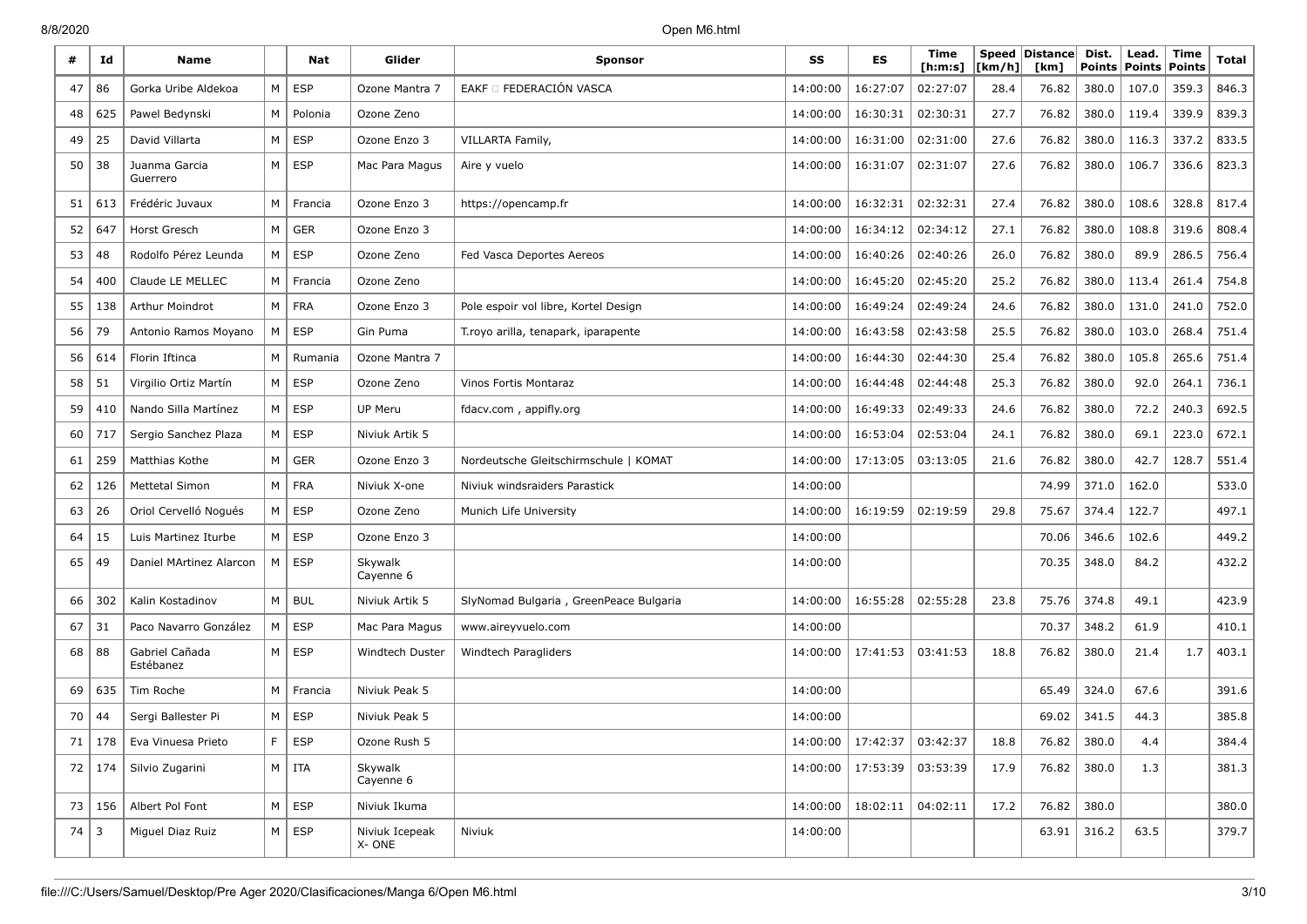| # | Id | Name | | Nat | Glider | Sponsor | SS | ES | Time [h:m:s] | Speed [km/h] | Distance [km] | Dist. Points | Lead. Points | Time Points | Total |
|---|---|---|---|---|---|---|---|---|---|---|---|---|---|---|---|
| 47 | 86 | Gorka Uribe Aldekoa | M | ESP | Ozone Mantra 7 | EAKF □ FEDERACIÓN VASCA | 14:00:00 | 16:27:07 | 02:27:07 | 28.4 | 76.82 | 380.0 | 107.0 | 359.3 | 846.3 |
| 48 | 625 | Pawel Bedynski | M | Polonia | Ozone Zeno | | 14:00:00 | 16:30:31 | 02:30:31 | 27.7 | 76.82 | 380.0 | 119.4 | 339.9 | 839.3 |
| 49 | 25 | David Villarta | M | ESP | Ozone Enzo 3 | VILLARTA Family, | 14:00:00 | 16:31:00 | 02:31:00 | 27.6 | 76.82 | 380.0 | 116.3 | 337.2 | 833.5 |
| 50 | 38 | Juanma Garcia Guerrero | M | ESP | Mac Para Magus | Aire y vuelo | 14:00:00 | 16:31:07 | 02:31:07 | 27.6 | 76.82 | 380.0 | 106.7 | 336.6 | 823.3 |
| 51 | 613 | Frédéric Juvaux | M | Francia | Ozone Enzo 3 | https://opencamp.fr | 14:00:00 | 16:32:31 | 02:32:31 | 27.4 | 76.82 | 380.0 | 108.6 | 328.8 | 817.4 |
| 52 | 647 | Horst Gresch | M | GER | Ozone Enzo 3 | | 14:00:00 | 16:34:12 | 02:34:12 | 27.1 | 76.82 | 380.0 | 108.8 | 319.6 | 808.4 |
| 53 | 48 | Rodolfo Pérez Leunda | M | ESP | Ozone Zeno | Fed Vasca Deportes Aereos | 14:00:00 | 16:40:26 | 02:40:26 | 26.0 | 76.82 | 380.0 | 89.9 | 286.5 | 756.4 |
| 54 | 400 | Claude LE MELLEC | M | Francia | Ozone Zeno | | 14:00:00 | 16:45:20 | 02:45:20 | 25.2 | 76.82 | 380.0 | 113.4 | 261.4 | 754.8 |
| 55 | 138 | Arthur Moindrot | M | FRA | Ozone Enzo 3 | Pole espoir vol libre, Kortel Design | 14:00:00 | 16:49:24 | 02:49:24 | 24.6 | 76.82 | 380.0 | 131.0 | 241.0 | 752.0 |
| 56 | 79 | Antonio Ramos Moyano | M | ESP | Gin Puma | T.royo arilla, tenapark, iparapente | 14:00:00 | 16:43:58 | 02:43:58 | 25.5 | 76.82 | 380.0 | 103.0 | 268.4 | 751.4 |
| 56 | 614 | Florin Iftinca | M | Rumania | Ozone Mantra 7 | | 14:00:00 | 16:44:30 | 02:44:30 | 25.4 | 76.82 | 380.0 | 105.8 | 265.6 | 751.4 |
| 58 | 51 | Virgilio Ortiz Martín | M | ESP | Ozone Zeno | Vinos Fortis Montaraz | 14:00:00 | 16:44:48 | 02:44:48 | 25.3 | 76.82 | 380.0 | 92.0 | 264.1 | 736.1 |
| 59 | 410 | Nando Silla Martínez | M | ESP | UP Meru | fdacv.com , appifly.org | 14:00:00 | 16:49:33 | 02:49:33 | 24.6 | 76.82 | 380.0 | 72.2 | 240.3 | 692.5 |
| 60 | 717 | Sergio Sanchez Plaza | M | ESP | Niviuk Artik 5 | | 14:00:00 | 16:53:04 | 02:53:04 | 24.1 | 76.82 | 380.0 | 69.1 | 223.0 | 672.1 |
| 61 | 259 | Matthias Kothe | M | GER | Ozone Enzo 3 | Nordeutsche Gleitschirmschule \| KOMAT | 14:00:00 | 17:13:05 | 03:13:05 | 21.6 | 76.82 | 380.0 | 42.7 | 128.7 | 551.4 |
| 62 | 126 | Mettetal Simon | M | FRA | Niviuk X-one | Niviuk windsraiders Parastick | 14:00:00 | | | | 74.99 | 371.0 | 162.0 | | 533.0 |
| 63 | 26 | Oriol Cervelló Nogués | M | ESP | Ozone Zeno | Munich Life University | 14:00:00 | 16:19:59 | 02:19:59 | 29.8 | 75.67 | 374.4 | 122.7 | | 497.1 |
| 64 | 15 | Luis Martinez Iturbe | M | ESP | Ozone Enzo 3 | | 14:00:00 | | | | 70.06 | 346.6 | 102.6 | | 449.2 |
| 65 | 49 | Daniel MArtinez Alarcon | M | ESP | Skywalk Cayenne 6 | | 14:00:00 | | | | 70.35 | 348.0 | 84.2 | | 432.2 |
| 66 | 302 | Kalin Kostadinov | M | BUL | Niviuk Artik 5 | SlyNomad Bulgaria , GreenPeace Bulgaria | 14:00:00 | 16:55:28 | 02:55:28 | 23.8 | 75.76 | 374.8 | 49.1 | | 423.9 |
| 67 | 31 | Paco Navarro González | M | ESP | Mac Para Magus | www.aireyvuelo.com | 14:00:00 | | | | 70.37 | 348.2 | 61.9 | | 410.1 |
| 68 | 88 | Gabriel Cañada Estébanez | M | ESP | Windtech Duster | Windtech Paragliders | 14:00:00 | 17:41:53 | 03:41:53 | 18.8 | 76.82 | 380.0 | 21.4 | 1.7 | 403.1 |
| 69 | 635 | Tim Roche | M | Francia | Niviuk Peak 5 | | 14:00:00 | | | | 65.49 | 324.0 | 67.6 | | 391.6 |
| 70 | 44 | Sergi Ballester Pi | M | ESP | Niviuk Peak 5 | | 14:00:00 | | | | 69.02 | 341.5 | 44.3 | | 385.8 |
| 71 | 178 | Eva Vinuesa Prieto | F | ESP | Ozone Rush 5 | | 14:00:00 | 17:42:37 | 03:42:37 | 18.8 | 76.82 | 380.0 | 4.4 | | 384.4 |
| 72 | 174 | Silvio Zugarini | M | ITA | Skywalk Cayenne 6 | | 14:00:00 | 17:53:39 | 03:53:39 | 17.9 | 76.82 | 380.0 | 1.3 | | 381.3 |
| 73 | 156 | Albert Pol Font | M | ESP | Niviuk Ikuma | | 14:00:00 | 18:02:11 | 04:02:11 | 17.2 | 76.82 | 380.0 | | | 380.0 |
| 74 | 3 | Miguel Diaz Ruiz | M | ESP | Niviuk Icepeak X- ONE | Niviuk | 14:00:00 | | | | 63.91 | 316.2 | 63.5 | | 379.7 |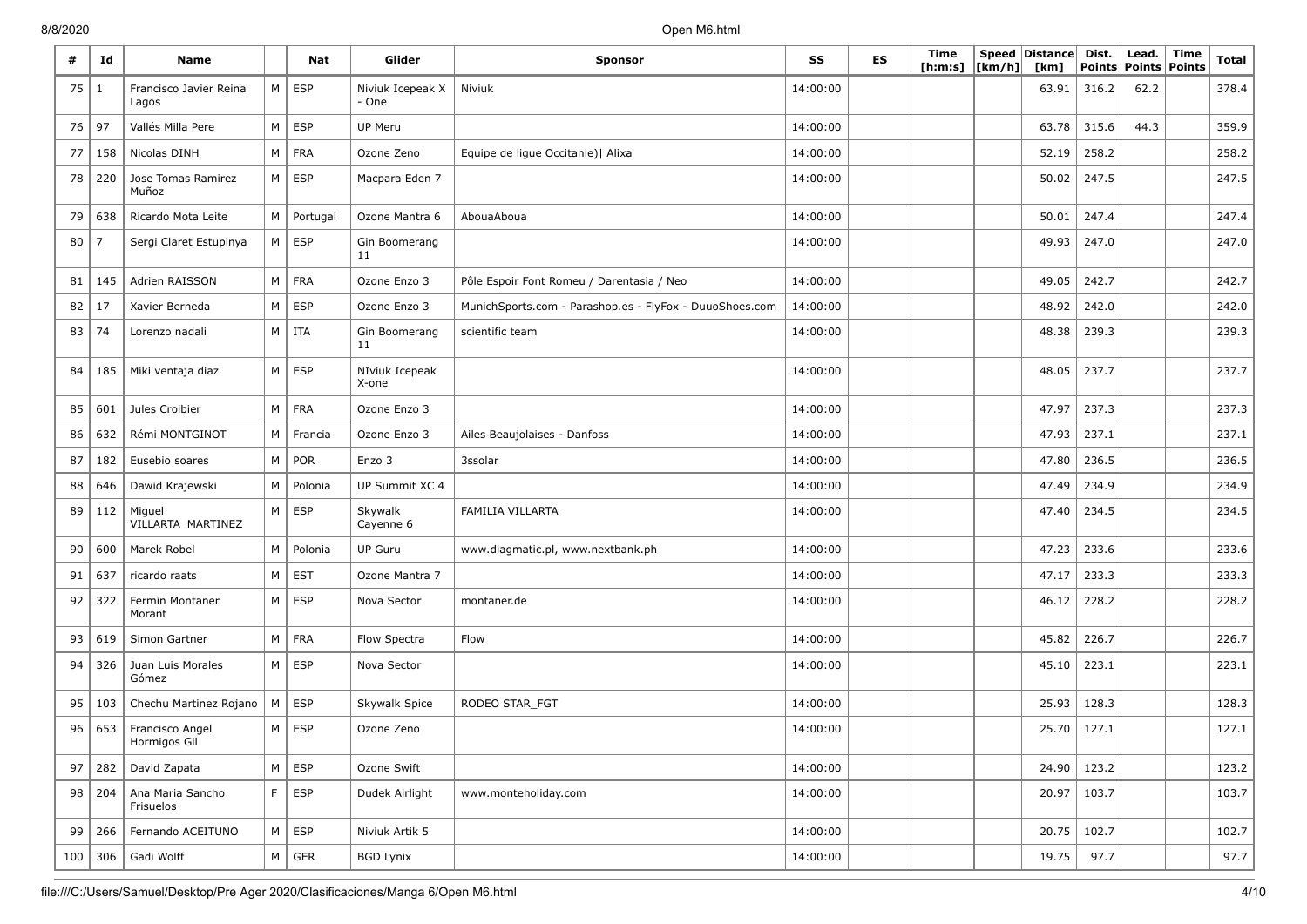| # | Id | Name | | Nat | Glider | Sponsor | SS | ES | Time [h:m:s] | Speed [km/h] | Distance [km] | Dist. Points | Lead. Points | Time Points | Total |
|---|---|---|---|---|---|---|---|---|---|---|---|---|---|---|---|
| 75 | 1 | Francisco Javier Reina Lagos | M | ESP | Niviuk Icepeak X - One | Niviuk | 14:00:00 | | | | 63.91 | 316.2 | 62.2 | | 378.4 |
| 76 | 97 | Vallés Milla Pere | M | ESP | UP Meru | | 14:00:00 | | | | 63.78 | 315.6 | 44.3 | | 359.9 |
| 77 | 158 | Nicolas DINH | M | FRA | Ozone Zeno | Equipe de ligue Occitanie)\| Alixa | 14:00:00 | | | | 52.19 | 258.2 | | | 258.2 |
| 78 | 220 | Jose Tomas Ramirez Muñoz | M | ESP | Macpara Eden 7 | | 14:00:00 | | | | 50.02 | 247.5 | | | 247.5 |
| 79 | 638 | Ricardo Mota Leite | M | Portugal | Ozone Mantra 6 | AbouaAboua | 14:00:00 | | | | 50.01 | 247.4 | | | 247.4 |
| 80 | 7 | Sergi Claret Estupinya | M | ESP | Gin Boomerang 11 | | 14:00:00 | | | | 49.93 | 247.0 | | | 247.0 |
| 81 | 145 | Adrien RAISSON | M | FRA | Ozone Enzo 3 | Pôle Espoir Font Romeu / Darentasia / Neo | 14:00:00 | | | | 49.05 | 242.7 | | | 242.7 |
| 82 | 17 | Xavier Berneda | M | ESP | Ozone Enzo 3 | MunichSports.com - Parashop.es - FlyFox - DuuoShoes.com | 14:00:00 | | | | 48.92 | 242.0 | | | 242.0 |
| 83 | 74 | Lorenzo nadali | M | ITA | Gin Boomerang 11 | scientific team | 14:00:00 | | | | 48.38 | 239.3 | | | 239.3 |
| 84 | 185 | Miki ventaja diaz | M | ESP | NIviuk Icepeak X-one | | 14:00:00 | | | | 48.05 | 237.7 | | | 237.7 |
| 85 | 601 | Jules Croibier | M | FRA | Ozone Enzo 3 | | 14:00:00 | | | | 47.97 | 237.3 | | | 237.3 |
| 86 | 632 | Rémi MONTGINOT | M | Francia | Ozone Enzo 3 | Ailes Beaujolaises - Danfoss | 14:00:00 | | | | 47.93 | 237.1 | | | 237.1 |
| 87 | 182 | Eusebio soares | M | POR | Enzo 3 | 3ssolar | 14:00:00 | | | | 47.80 | 236.5 | | | 236.5 |
| 88 | 646 | Dawid Krajewski | M | Polonia | UP Summit XC 4 | | 14:00:00 | | | | 47.49 | 234.9 | | | 234.9 |
| 89 | 112 | Miguel VILLARTA_MARTINEZ | M | ESP | Skywalk Cayenne 6 | FAMILIA VILLARTA | 14:00:00 | | | | 47.40 | 234.5 | | | 234.5 |
| 90 | 600 | Marek Robel | M | Polonia | UP Guru | www.diagmatic.pl, www.nextbank.ph | 14:00:00 | | | | 47.23 | 233.6 | | | 233.6 |
| 91 | 637 | ricardo raats | M | EST | Ozone Mantra 7 | | 14:00:00 | | | | 47.17 | 233.3 | | | 233.3 |
| 92 | 322 | Fermin Montaner Morant | M | ESP | Nova Sector | montaner.de | 14:00:00 | | | | 46.12 | 228.2 | | | 228.2 |
| 93 | 619 | Simon Gartner | M | FRA | Flow Spectra | Flow | 14:00:00 | | | | 45.82 | 226.7 | | | 226.7 |
| 94 | 326 | Juan Luis Morales Gómez | M | ESP | Nova Sector | | 14:00:00 | | | | 45.10 | 223.1 | | | 223.1 |
| 95 | 103 | Chechu Martinez Rojano | M | ESP | Skywalk Spice | RODEO STAR_FGT | 14:00:00 | | | | 25.93 | 128.3 | | | 128.3 |
| 96 | 653 | Francisco Angel Hormigos Gil | M | ESP | Ozone Zeno | | 14:00:00 | | | | 25.70 | 127.1 | | | 127.1 |
| 97 | 282 | David Zapata | M | ESP | Ozone Swift | | 14:00:00 | | | | 24.90 | 123.2 | | | 123.2 |
| 98 | 204 | Ana Maria Sancho Frisuelos | F | ESP | Dudek Airlight | www.monteholiday.com | 14:00:00 | | | | 20.97 | 103.7 | | | 103.7 |
| 99 | 266 | Fernando ACEITUNO | M | ESP | Niviuk Artik 5 | | 14:00:00 | | | | 20.75 | 102.7 | | | 102.7 |
| 100 | 306 | Gadi Wolff | M | GER | BGD Lynix | | 14:00:00 | | | | 19.75 | 97.7 | | | 97.7 |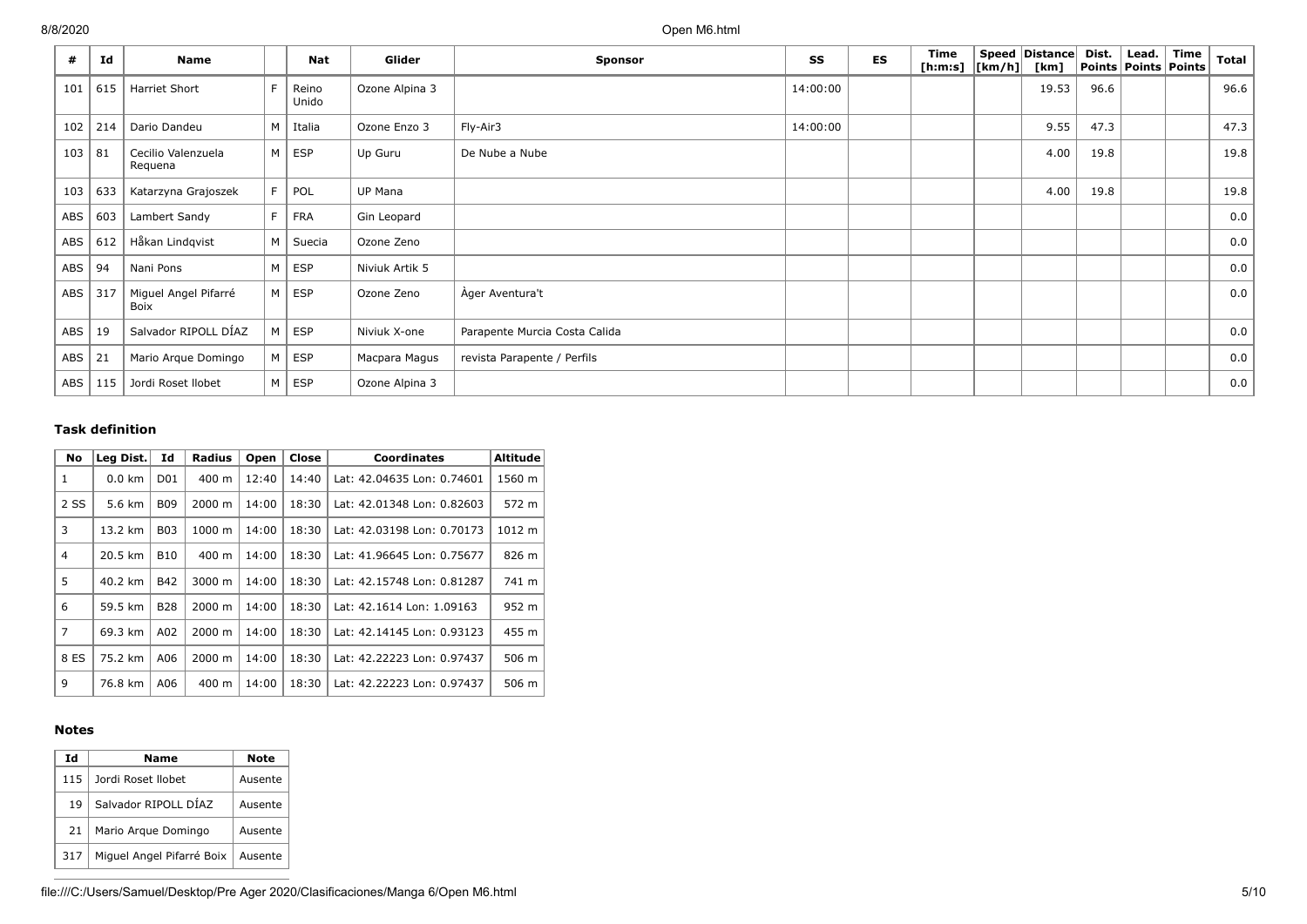| # | Id | Name | | Nat | Glider | Sponsor | SS | ES | Time [h:m:s] | Speed [km/h] | Distance [km] | Dist. Points | Lead. Points | Time Points | Total |
|---|---|---|---|---|---|---|---|---|---|---|---|---|---|---|---|
| 101 | 615 | Harriet Short | F | Reino Unido | Ozone Alpina 3 | | 14:00:00 | | | | 19.53 | 96.6 | | | 96.6 |
| 102 | 214 | Dario Dandeu | M | Italia | Ozone Enzo 3 | Fly-Air3 | 14:00:00 | | | | 9.55 | 47.3 | | | 47.3 |
| 103 | 81 | Cecilio Valenzuela Requena | M | ESP | Up Guru | De Nube a Nube | | | | | 4.00 | 19.8 | | | 19.8 |
| 103 | 633 | Katarzyna Grajoszek | F | POL | UP Mana | | | | | | 4.00 | 19.8 | | | 19.8 |
| ABS | 603 | Lambert Sandy | F | FRA | Gin Leopard | | | | | | | | | | 0.0 |
| ABS | 612 | Håkan Lindqvist | M | Suecia | Ozone Zeno | | | | | | | | | | 0.0 |
| ABS | 94 | Nani Pons | M | ESP | Niviuk Artik 5 | | | | | | | | | | 0.0 |
| ABS | 317 | Miguel Angel Pifarré Boix | M | ESP | Ozone Zeno | Àger Aventura't | | | | | | | | | 0.0 |
| ABS | 19 | Salvador RIPOLL DÍAZ | M | ESP | Niviuk X-one | Parapente Murcia Costa Calida | | | | | | | | | 0.0 |
| ABS | 21 | Mario Arque Domingo | M | ESP | Macpara Magus | revista Parapente / Perfils | | | | | | | | | 0.0 |
| ABS | 115 | Jordi Roset llobet | M | ESP | Ozone Alpina 3 | | | | | | | | | | 0.0 |

### Task definition

| No | Leg Dist. | Id | Radius | Open | Close | Coordinates | Altitude |
|---|---|---|---|---|---|---|---|
| 1 | 0.0 km | D01 | 400 m | 12:40 | 14:40 | Lat: 42.04635 Lon: 0.74601 | 1560 m |
| 2 SS | 5.6 km | B09 | 2000 m | 14:00 | 18:30 | Lat: 42.01348 Lon: 0.82603 | 572 m |
| 3 | 13.2 km | B03 | 1000 m | 14:00 | 18:30 | Lat: 42.03198 Lon: 0.70173 | 1012 m |
| 4 | 20.5 km | B10 | 400 m | 14:00 | 18:30 | Lat: 41.96645 Lon: 0.75677 | 826 m |
| 5 | 40.2 km | B42 | 3000 m | 14:00 | 18:30 | Lat: 42.15748 Lon: 0.81287 | 741 m |
| 6 | 59.5 km | B28 | 2000 m | 14:00 | 18:30 | Lat: 42.1614 Lon: 1.09163 | 952 m |
| 7 | 69.3 km | A02 | 2000 m | 14:00 | 18:30 | Lat: 42.14145 Lon: 0.93123 | 455 m |
| 8 ES | 75.2 km | A06 | 2000 m | 14:00 | 18:30 | Lat: 42.22223 Lon: 0.97437 | 506 m |
| 9 | 76.8 km | A06 | 400 m | 14:00 | 18:30 | Lat: 42.22223 Lon: 0.97437 | 506 m |

### Notes

| Id | Name | Note |
|---|---|---|
| 115 | Jordi Roset llobet | Ausente |
| 19 | Salvador RIPOLL DÍAZ | Ausente |
| 21 | Mario Arque Domingo | Ausente |
| 317 | Miguel Angel Pifarré Boix | Ausente |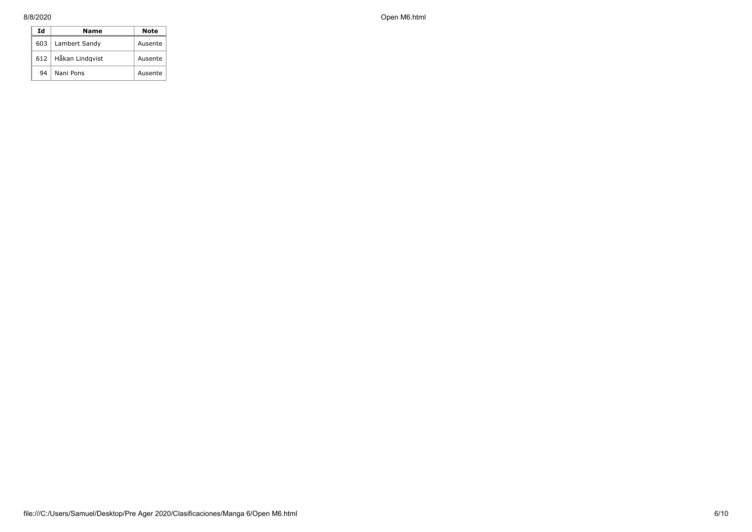| Id | Name | Note |
| --- | --- | --- |
| 603 | Lambert Sandy | Ausente |
| 612 | Håkan Lindqvist | Ausente |
| 94 | Nani Pons | Ausente |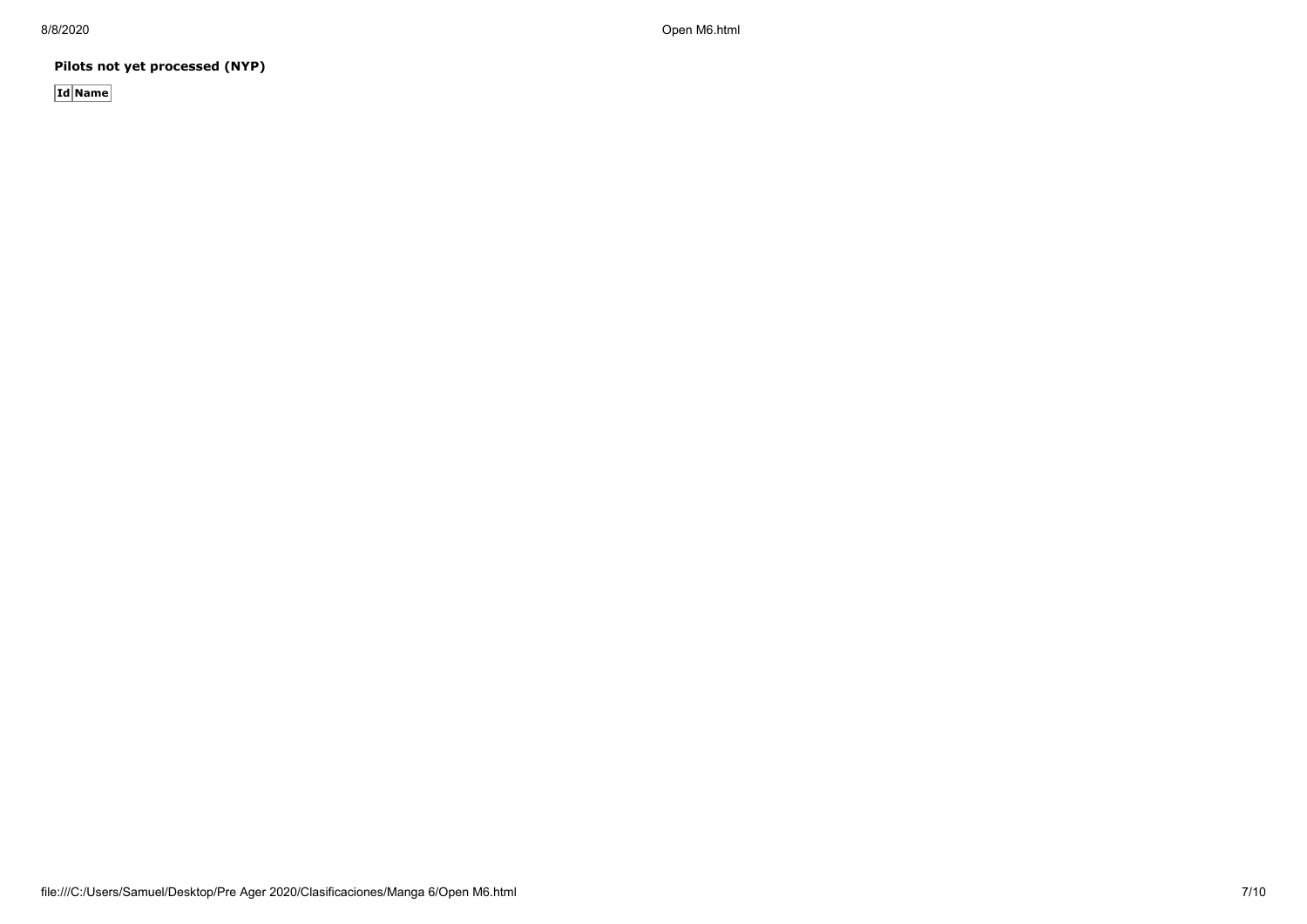**Pilots not yet processed (NYP)**

| Id | Name |
| --- | --- |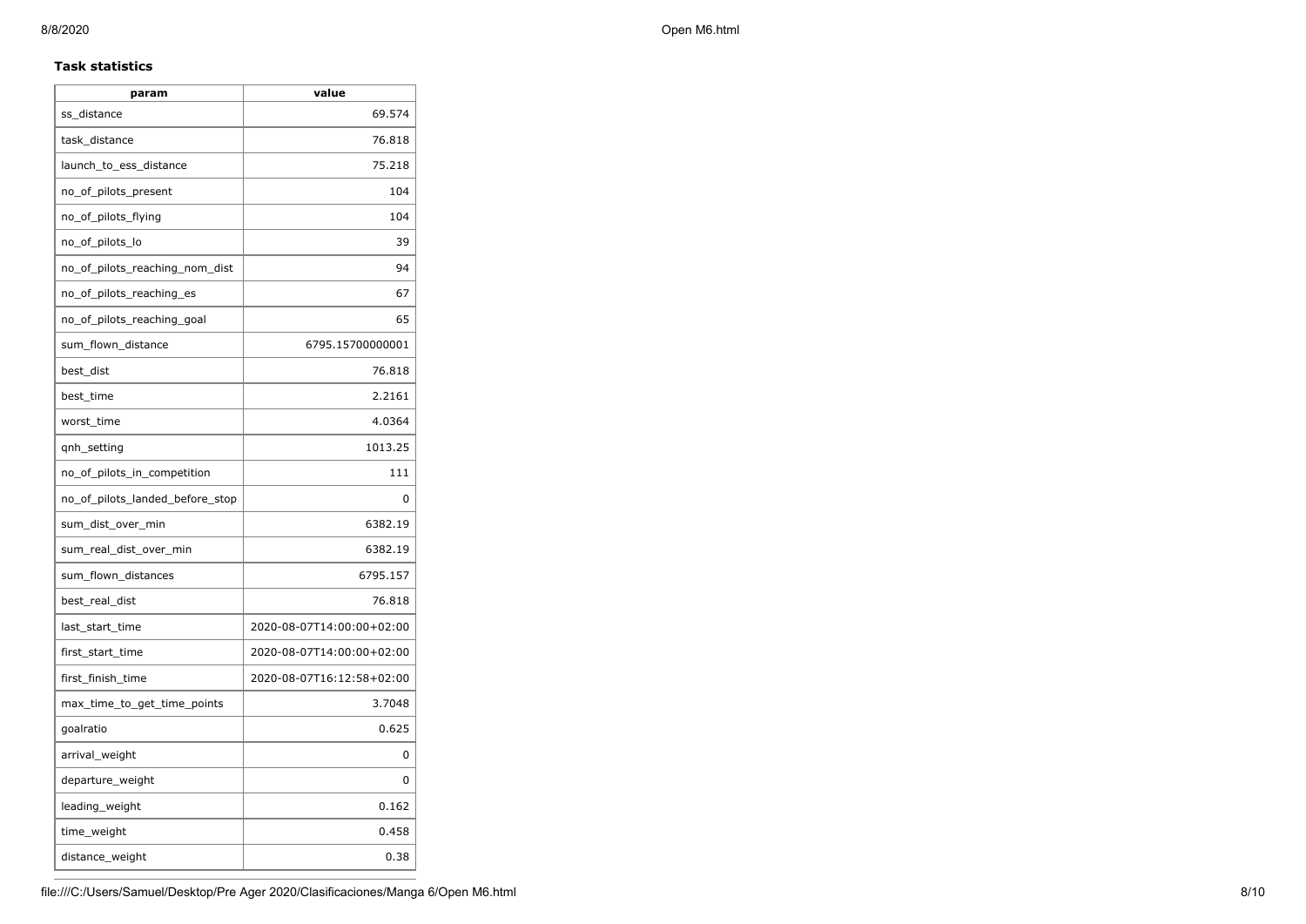### Task statistics

| param | value |
|---|---|
| ss_distance | 69.574 |
| task_distance | 76.818 |
| launch_to_ess_distance | 75.218 |
| no_of_pilots_present | 104 |
| no_of_pilots_flying | 104 |
| no_of_pilots_lo | 39 |
| no_of_pilots_reaching_nom_dist | 94 |
| no_of_pilots_reaching_es | 67 |
| no_of_pilots_reaching_goal | 65 |
| sum_flown_distance | 6795.15700000001 |
| best_dist | 76.818 |
| best_time | 2.2161 |
| worst_time | 4.0364 |
| qnh_setting | 1013.25 |
| no_of_pilots_in_competition | 111 |
| no_of_pilots_landed_before_stop | 0 |
| sum_dist_over_min | 6382.19 |
| sum_real_dist_over_min | 6382.19 |
| sum_flown_distances | 6795.157 |
| best_real_dist | 76.818 |
| last_start_time | 2020-08-07T14:00:00+02:00 |
| first_start_time | 2020-08-07T14:00:00+02:00 |
| first_finish_time | 2020-08-07T16:12:58+02:00 |
| max_time_to_get_time_points | 3.7048 |
| goalratio | 0.625 |
| arrival_weight | 0 |
| departure_weight | 0 |
| leading_weight | 0.162 |
| time_weight | 0.458 |
| distance_weight | 0.38 |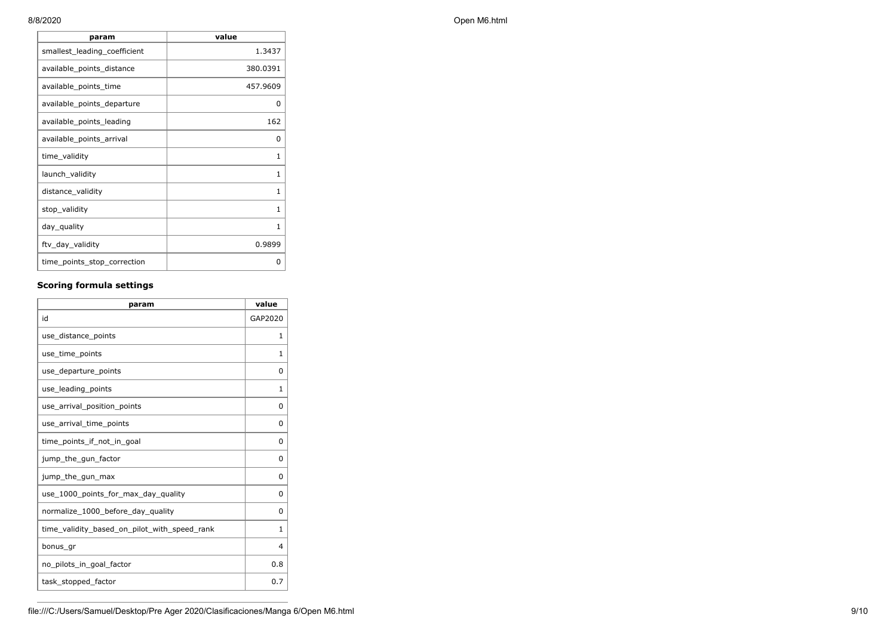| param | value |
| --- | --- |
| smallest_leading_coefficient | 1.3437 |
| available_points_distance | 380.0391 |
| available_points_time | 457.9609 |
| available_points_departure | 0 |
| available_points_leading | 162 |
| available_points_arrival | 0 |
| time_validity | 1 |
| launch_validity | 1 |
| distance_validity | 1 |
| stop_validity | 1 |
| day_quality | 1 |
| ftv_day_validity | 0.9899 |
| time_points_stop_correction | 0 |

### Scoring formula settings

| param | value |
| --- | --- |
| id | GAP2020 |
| use_distance_points | 1 |
| use_time_points | 1 |
| use_departure_points | 0 |
| use_leading_points | 1 |
| use_arrival_position_points | 0 |
| use_arrival_time_points | 0 |
| time_points_if_not_in_goal | 0 |
| jump_the_gun_factor | 0 |
| jump_the_gun_max | 0 |
| use_1000_points_for_max_day_quality | 0 |
| normalize_1000_before_day_quality | 0 |
| time_validity_based_on_pilot_with_speed_rank | 1 |
| bonus_gr | 4 |
| no_pilots_in_goal_factor | 0.8 |
| task_stopped_factor | 0.7 |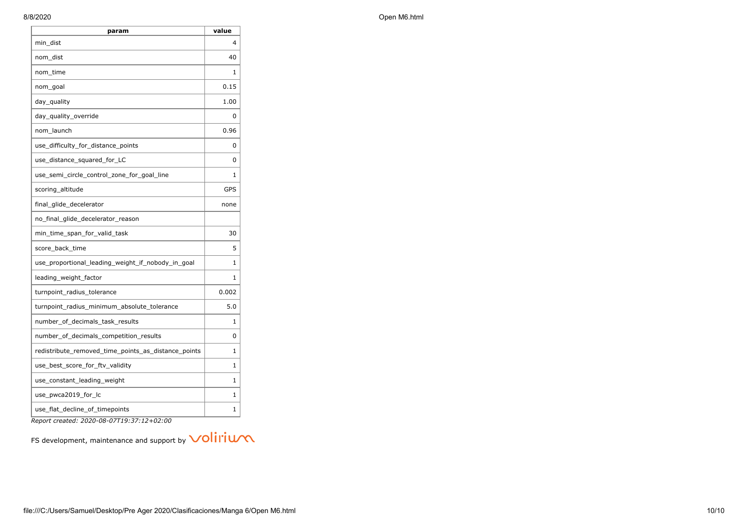| param | value |
|---|---|
| min_dist | 4 |
| nom_dist | 40 |
| nom_time | 1 |
| nom_goal | 0.15 |
| day_quality | 1.00 |
| day_quality_override | 0 |
| nom_launch | 0.96 |
| use_difficulty_for_distance_points | 0 |
| use_distance_squared_for_LC | 0 |
| use_semi_circle_control_zone_for_goal_line | 1 |
| scoring_altitude | GPS |
| final_glide_decelerator | none |
| no_final_glide_decelerator_reason | |
| min_time_span_for_valid_task | 30 |
| score_back_time | 5 |
| use_proportional_leading_weight_if_nobody_in_goal | 1 |
| leading_weight_factor | 1 |
| turnpoint_radius_tolerance | 0.002 |
| turnpoint_radius_minimum_absolute_tolerance | 5.0 |
| number_of_decimals_task_results | 1 |
| number_of_decimals_competition_results | 0 |
| redistribute_removed_time_points_as_distance_points | 1 |
| use_best_score_for_ftv_validity | 1 |
| use_constant_leading_weight | 1 |
| use_pwca2019_for_lc | 1 |
| use_flat_decline_of_timepoints | 1 |

*Report created: 2020-08-07T19:37:12+02:00*

FS development, maintenance and support by volirium